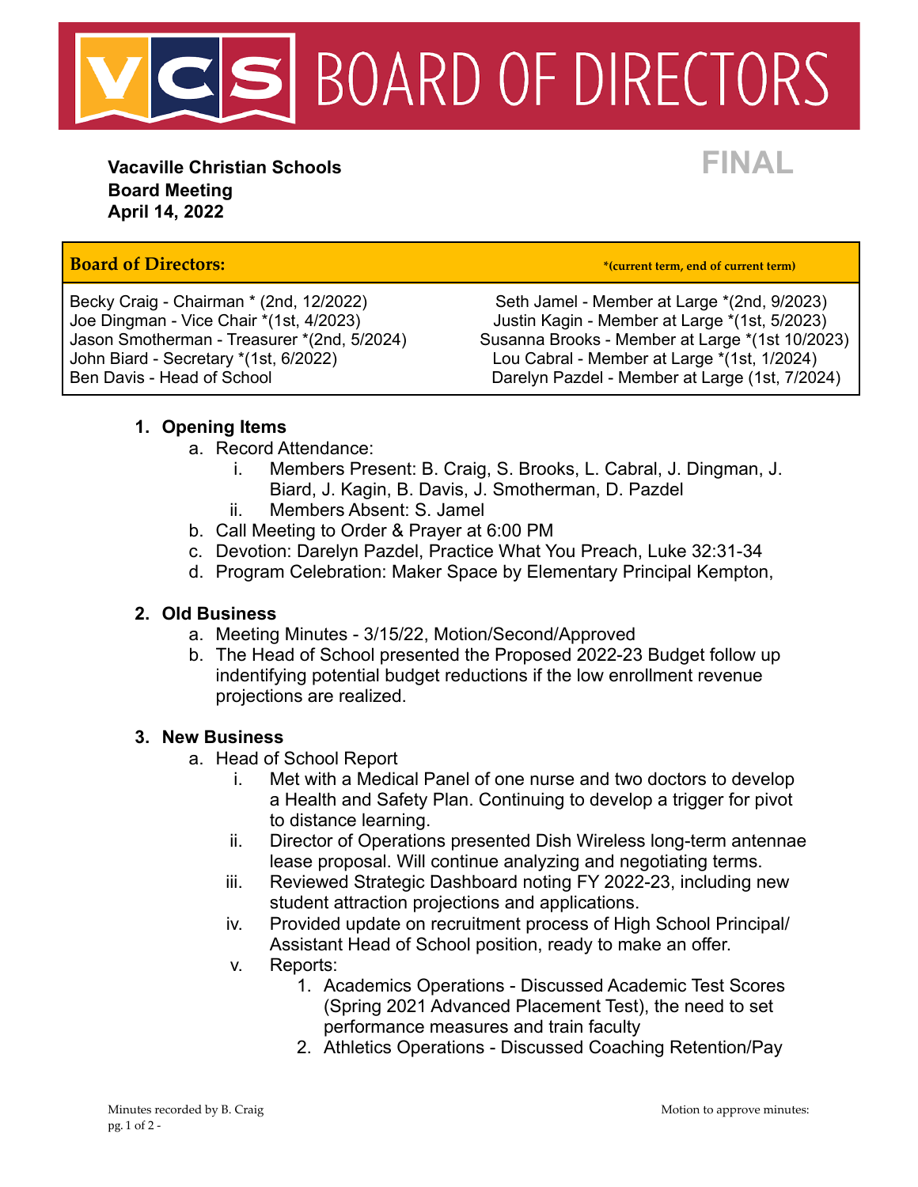# VCS BOARD OF DIRECTORS

**Vacaville Christian Schools**
**Board Meeting**
**April 14, 2022**

**FINAL**

| **Board of Directors:** | ***(current term, end of current term)** |
|---|---|
| Becky Craig - Chairman * (2nd, 12/2022) | Seth Jamel - Member at Large *(2nd, 9/2023) |
| Joe Dingman - Vice Chair *(1st, 4/2023) | Justin Kagin - Member at Large *(1st, 5/2023) |
| Jason Smotherman - Treasurer *(2nd, 5/2024) | Susanna Brooks - Member at Large *(1st 10/2023) |
| John Biard - Secretary *(1st, 6/2022) | Lou Cabral - Member at Large *(1st, 1/2024) |
| Ben Davis - Head of School | Darelyn Pazdel - Member at Large (1st, 7/2024) |

1. **Opening Items**
   a. Record Attendance:
      i. Members Present: B. Craig, S. Brooks, L. Cabral, J. Dingman, J. Biard, J. Kagin, B. Davis, J. Smotherman, D. Pazdel
      ii. Members Absent: S. Jamel
   b. Call Meeting to Order & Prayer at 6:00 PM
   c. Devotion: Darelyn Pazdel, Practice What You Preach, Luke 32:31-34
   d. Program Celebration: Maker Space by Elementary Principal Kempton,

2. **Old Business**
   a. Meeting Minutes - 3/15/22, Motion/Second/Approved
   b. The Head of School presented the Proposed 2022-23 Budget follow up indentifying potential budget reductions if the low enrollment revenue projections are realized.

3. **New Business**
   a. Head of School Report
      i. Met with a Medical Panel of one nurse and two doctors to develop a Health and Safety Plan. Continuing to develop a trigger for pivot to distance learning.
      ii. Director of Operations presented Dish Wireless long-term antennae lease proposal. Will continue analyzing and negotiating terms.
      iii. Reviewed Strategic Dashboard noting FY 2022-23, including new student attraction projections and applications.
      iv. Provided update on recruitment process of High School Principal/ Assistant Head of School position, ready to make an offer.
      v. Reports:
         1. Academics Operations - Discussed Academic Test Scores (Spring 2021 Advanced Placement Test), the need to set performance measures and train faculty
         2. Athletics Operations - Discussed Coaching Retention/Pay

Minutes recorded by B. Craig

Motion to approve minutes: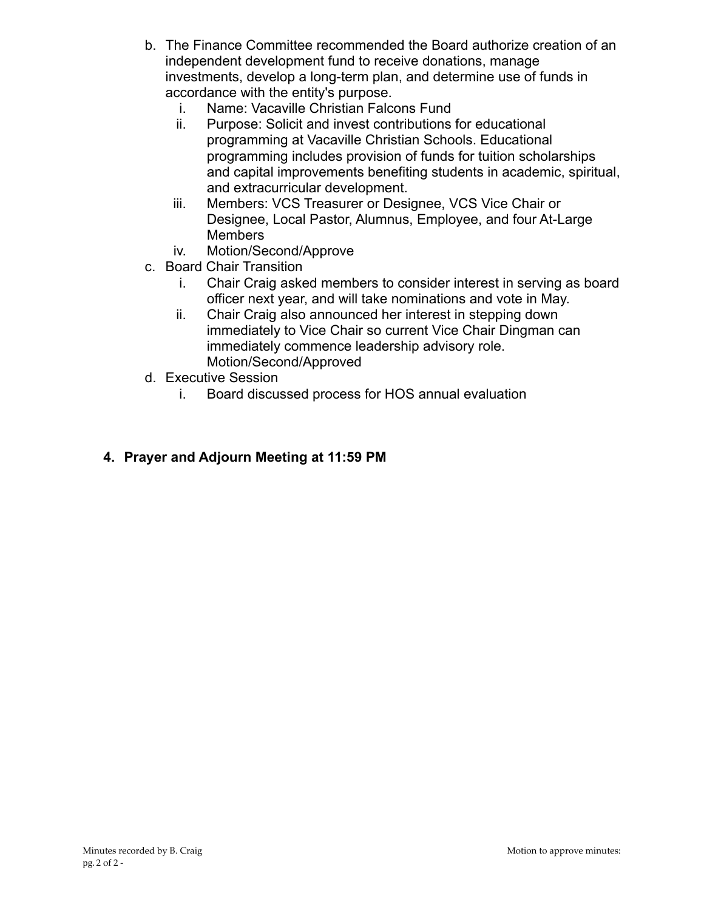b. The Finance Committee recommended the Board authorize creation of an independent development fund to receive donations, manage investments, develop a long-term plan, and determine use of funds in accordance with the entity's purpose.
   i. Name: Vacaville Christian Falcons Fund
   ii. Purpose: Solicit and invest contributions for educational programming at Vacaville Christian Schools. Educational programming includes provision of funds for tuition scholarships and capital improvements benefiting students in academic, spiritual, and extracurricular development.
   iii. Members: VCS Treasurer or Designee, VCS Vice Chair or Designee, Local Pastor, Alumnus, Employee, and four At-Large Members
   iv. Motion/Second/Approve

c. Board Chair Transition
   i. Chair Craig asked members to consider interest in serving as board officer next year, and will take nominations and vote in May.
   ii. Chair Craig also announced her interest in stepping down immediately to Vice Chair so current Vice Chair Dingman can immediately commence leadership advisory role. Motion/Second/Approved

d. Executive Session
   i. Board discussed process for HOS annual evaluation

**4. Prayer and Adjourn Meeting at 11:59 PM**

Minutes recorded by B. Craig

Motion to approve minutes: